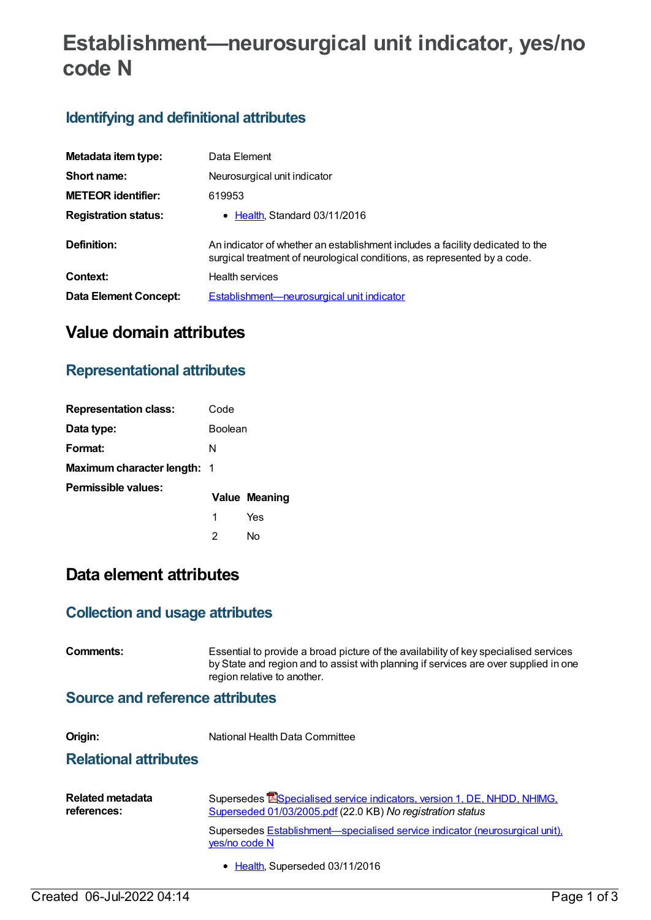# Establishment—neurosurgical unit indicator, yes/no code N

## Identifying and definitional attributes

| | |
|---|---|
| **Metadata item type:** | Data Element |
| **Short name:** | Neurosurgical unit indicator |
| **METEOR identifier:** | 619953 |
| **Registration status:** | • Health, Standard 03/11/2016 |
| **Definition:** | An indicator of whether an establishment includes a facility dedicated to the surgical treatment of neurological conditions, as represented by a code. |
| **Context:** | Health services |
| **Data Element Concept:** | Establishment—neurosurgical unit indicator |

# Value domain attributes

## Representational attributes

| | |
|---|---|
| **Representation class:** | Code |
| **Data type:** | Boolean |
| **Format:** | N |
| **Maximum character length:** | 1 |

**Permissible values:**

| Value | Meaning |
|---|---|
| 1 | Yes |
| 2 | No |

# Data element attributes

## Collection and usage attributes

**Comments:** Essential to provide a broad picture of the availability of key specialised services by State and region and to assist with planning if services are over supplied in one region relative to another.

## Source and reference attributes

**Origin:** National Health Data Committee

## Relational attributes

**Related metadata references:**

Supersedes Specialised service indicators, version 1, DE, NHDD, NHIMG, Superseded 01/03/2005.pdf (22.0 KB) *No registration status*

Supersedes Establishment—specialised service indicator (neurosurgical unit), yes/no code N

- Health, Superseded 03/11/2016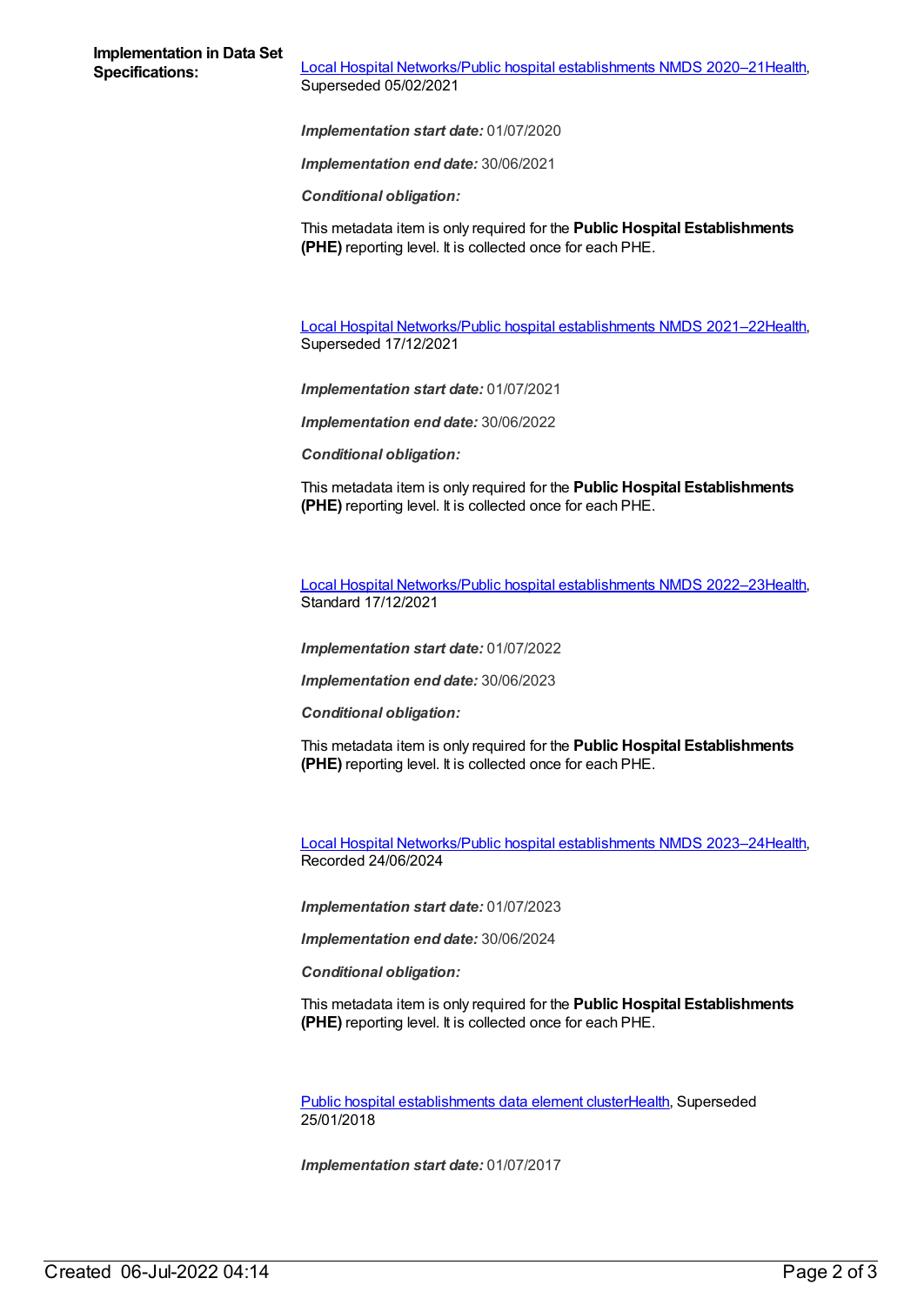**Implementation in Data Set Specifications:**

Local Hospital Networks/Public hospital establishments NMDS 2020–21Health, Superseded 05/02/2021

***Implementation start date:*** 01/07/2020

***Implementation end date:*** 30/06/2021

***Conditional obligation:***

This metadata item is only required for the **Public Hospital Establishments (PHE)** reporting level. It is collected once for each PHE.

Local Hospital Networks/Public hospital establishments NMDS 2021–22Health, Superseded 17/12/2021

***Implementation start date:*** 01/07/2021

***Implementation end date:*** 30/06/2022

***Conditional obligation:***

This metadata item is only required for the **Public Hospital Establishments (PHE)** reporting level. It is collected once for each PHE.

Local Hospital Networks/Public hospital establishments NMDS 2022–23Health, Standard 17/12/2021

***Implementation start date:*** 01/07/2022

***Implementation end date:*** 30/06/2023

***Conditional obligation:***

This metadata item is only required for the **Public Hospital Establishments (PHE)** reporting level. It is collected once for each PHE.

Local Hospital Networks/Public hospital establishments NMDS 2023–24Health, Recorded 24/06/2024

***Implementation start date:*** 01/07/2023

***Implementation end date:*** 30/06/2024

***Conditional obligation:***

This metadata item is only required for the **Public Hospital Establishments (PHE)** reporting level. It is collected once for each PHE.

Public hospital establishments data element clusterHealth, Superseded 25/01/2018

***Implementation start date:*** 01/07/2017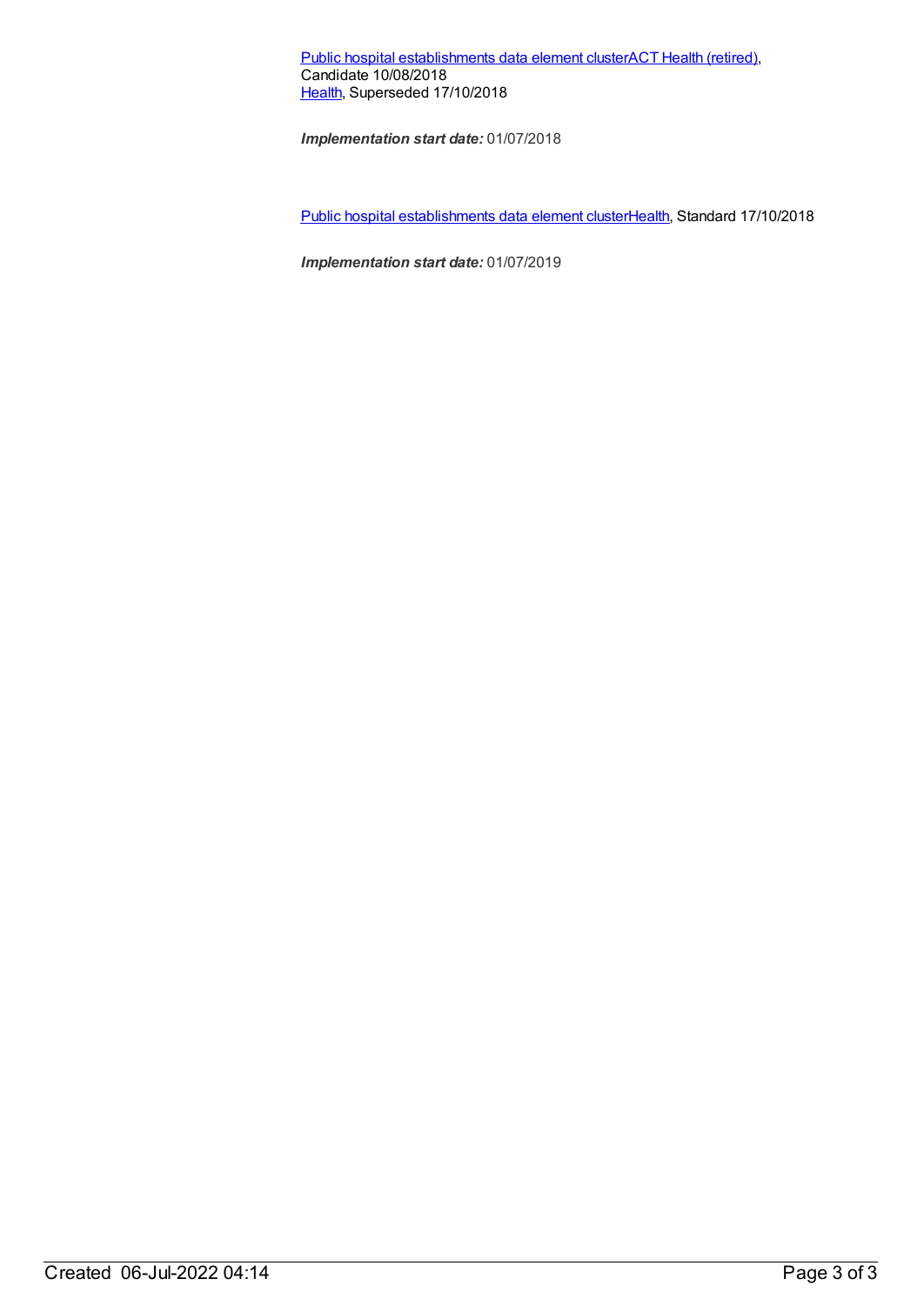Public hospital establishments data element clusterACT Health (retired), Candidate 10/08/2018
Health, Superseded 17/10/2018

***Implementation start date:*** 01/07/2018

Public hospital establishments data element clusterHealth, Standard 17/10/2018

***Implementation start date:*** 01/07/2019